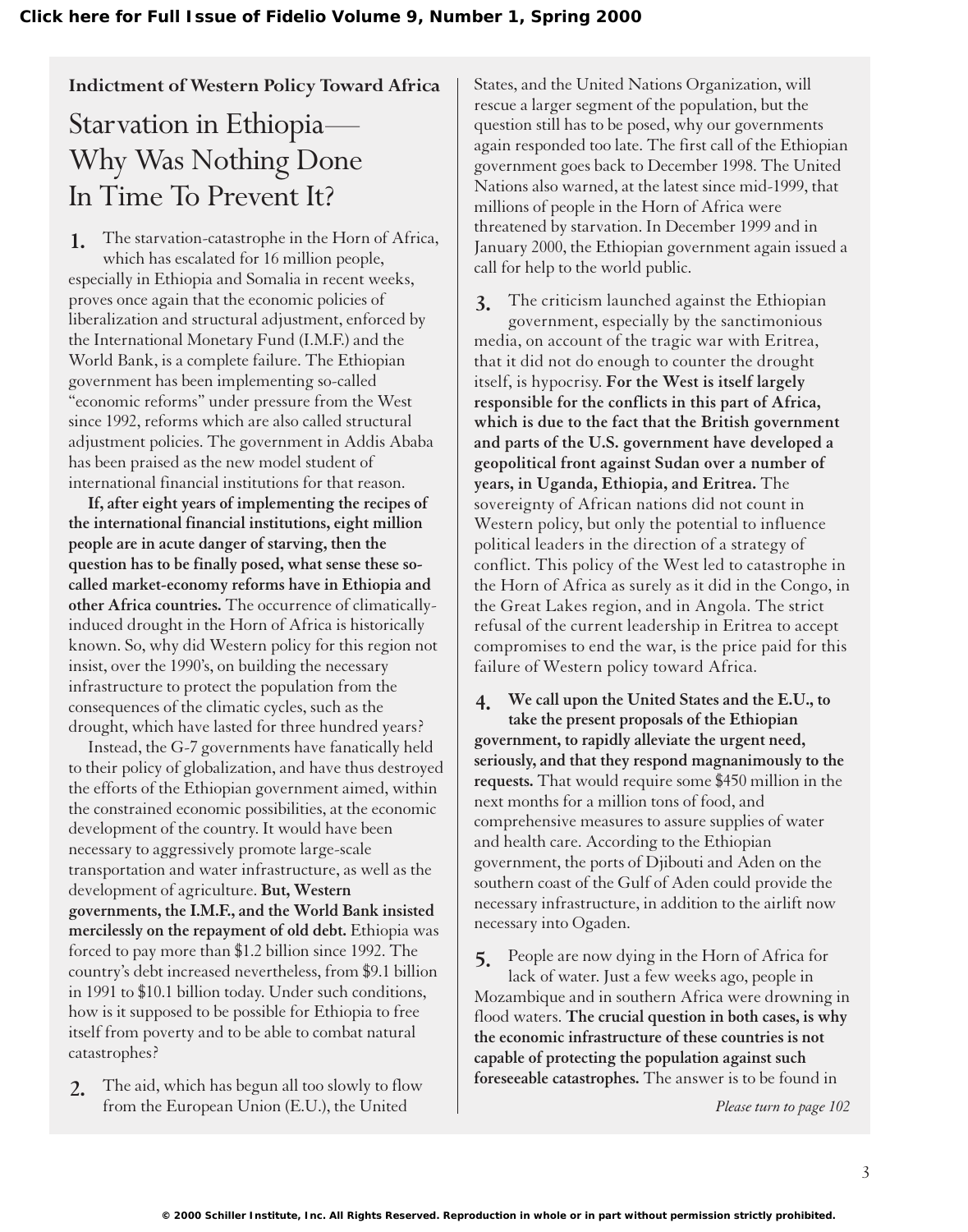**Indictment of Western Policy Toward Africa**

# Starvation in Ethiopia— Why Was Nothing Done In Time To Prevent It?

**1.** The starvation-catastrophe in the Horn of Africa, which has escalated for 16 million people, especially in Ethiopia and Somalia in recent weeks, proves once again that the economic policies of liberalization and structural adjustment, enforced by the International Monetary Fund (I.M.F.) and the World Bank, is a complete failure. The Ethiopian government has been implementing so-called "economic reforms" under pressure from the West since 1992, reforms which are also called structural adjustment policies. The government in Addis Ababa has been praised as the new model student of international financial institutions for that reason.

**If, after eight years of implementing the recipes of the international financial institutions, eight million people are in acute danger of starving, then the question has to be finally posed, what sense these so-called market-economy reforms have in Ethiopia and other Africa countries.** The occurrence of climatically-induced drought in the Horn of Africa is historically known. So, why did Western policy for this region not insist, over the 1990's, on building the necessary infrastructure to protect the population from the consequences of the climatic cycles, such as the drought, which have lasted for three hundred years?

Instead, the G-7 governments have fanatically held to their policy of globalization, and have thus destroyed the efforts of the Ethiopian government aimed, within the constrained economic possibilities, at the economic development of the country. It would have been necessary to aggressively promote large-scale transportation and water infrastructure, as well as the development of agriculture. **But, Western governments, the I.M.F., and the World Bank insisted mercilessly on the repayment of old debt.** Ethiopia was forced to pay more than $1.2 billion since 1992. The country's debt increased nevertheless, from $9.1 billion in 1991 to $10.1 billion today. Under such conditions, how is it supposed to be possible for Ethiopia to free itself from poverty and to be able to combat natural catastrophes?

**2.** The aid, which has begun all too slowly to flow from the European Union (E.U.), the United States, and the United Nations Organization, will rescue a larger segment of the population, but the question still has to be posed, why our governments again responded too late. The first call of the Ethiopian government goes back to December 1998. The United Nations also warned, at the latest since mid-1999, that millions of people in the Horn of Africa were threatened by starvation. In December 1999 and in January 2000, the Ethiopian government again issued a call for help to the world public.

**3.** The criticism launched against the Ethiopian government, especially by the sanctimonious media, on account of the tragic war with Eritrea, that it did not do enough to counter the drought itself, is hypocrisy. **For the West is itself largely responsible for the conflicts in this part of Africa, which is due to the fact that the British government and parts of the U.S. government have developed a geopolitical front against Sudan over a number of years, in Uganda, Ethiopia, and Eritrea.** The sovereignty of African nations did not count in Western policy, but only the potential to influence political leaders in the direction of a strategy of conflict. This policy of the West led to catastrophe in the Horn of Africa as surely as it did in the Congo, in the Great Lakes region, and in Angola. The strict refusal of the current leadership in Eritrea to accept compromises to end the war, is the price paid for this failure of Western policy toward Africa.

**4. We call upon the United States and the E.U., to take the present proposals of the Ethiopian government, to rapidly alleviate the urgent need, seriously, and that they respond magnanimously to the requests.** That would require some $450 million in the next months for a million tons of food, and comprehensive measures to assure supplies of water and health care. According to the Ethiopian government, the ports of Djibouti and Aden on the southern coast of the Gulf of Aden could provide the necessary infrastructure, in addition to the airlift now necessary into Ogaden.

**5.** People are now dying in the Horn of Africa for lack of water. Just a few weeks ago, people in Mozambique and in southern Africa were drowning in flood waters. **The crucial question in both cases, is why the economic infrastructure of these countries is not capable of protecting the population against such foreseeable catastrophes.** The answer is to be found in

*Please turn to page 102*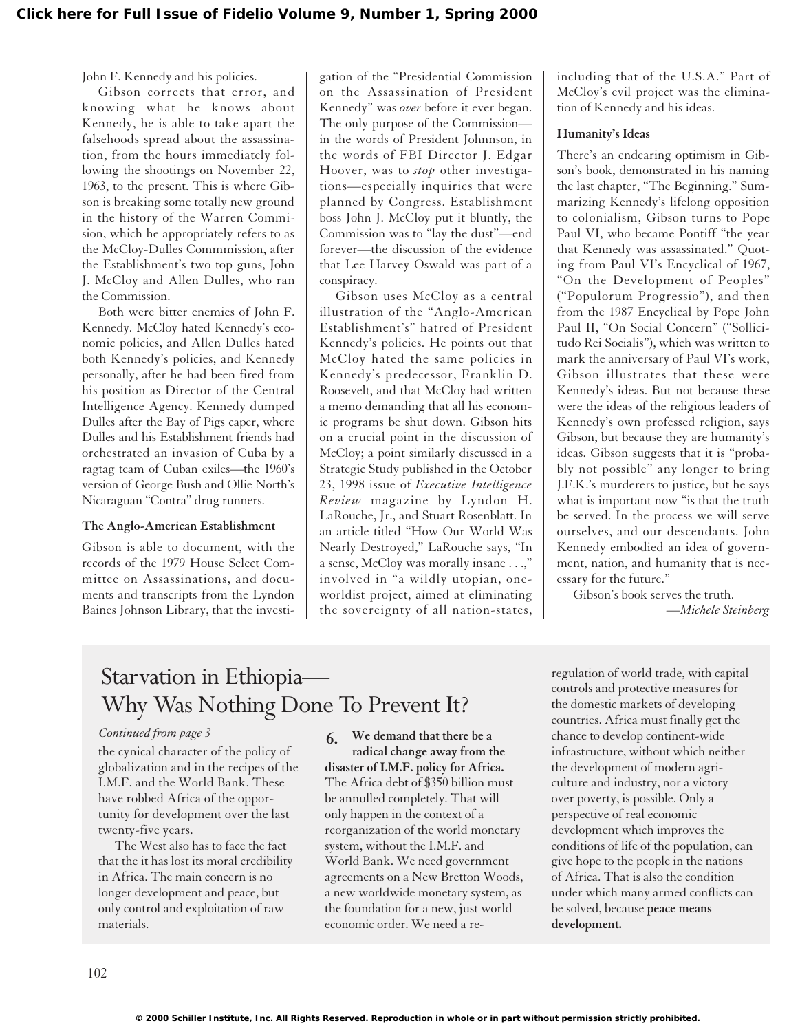John F. Kennedy and his policies.

Gibson corrects that error, and knowing what he knows about Kennedy, he is able to take apart the falsehoods spread about the assassination, from the hours immediately following the shootings on November 22, 1963, to the present. This is where Gibson is breaking some totally new ground in the history of the Warren Commission, which he appropriately refers to as the McCloy-Dulles Commmission, after the Establishment's two top guns, John J. McCloy and Allen Dulles, who ran the Commission.

Both were bitter enemies of John F. Kennedy. McCloy hated Kennedy's economic policies, and Allen Dulles hated both Kennedy's policies, and Kennedy personally, after he had been fired from his position as Director of the Central Intelligence Agency. Kennedy dumped Dulles after the Bay of Pigs caper, where Dulles and his Establishment friends had orchestrated an invasion of Cuba by a ragtag team of Cuban exiles—the 1960's version of George Bush and Ollie North's Nicaraguan "Contra" drug runners.

### The Anglo-American Establishment

Gibson is able to document, with the records of the 1979 House Select Committee on Assassinations, and documents and transcripts from the Lyndon Baines Johnson Library, that the investigation of the "Presidential Commission on the Assassination of President Kennedy" was *over* before it ever began. The only purpose of the Commission—in the words of President Johnnson, in the words of FBI Director J. Edgar Hoover, was to *stop* other investigations—especially inquiries that were planned by Congress. Establishment boss John J. McCloy put it bluntly, the Commission was to "lay the dust"—end forever—the discussion of the evidence that Lee Harvey Oswald was part of a conspiracy.

Gibson uses McCloy as a central illustration of the "Anglo-American Establishment's" hatred of President Kennedy's policies. He points out that McCloy hated the same policies in Kennedy's predecessor, Franklin D. Roosevelt, and that McCloy had written a memo demanding that all his economic programs be shut down. Gibson hits on a crucial point in the discussion of McCloy; a point similarly discussed in a Strategic Study published in the October 23, 1998 issue of *Executive Intelligence Review* magazine by Lyndon H. LaRouche, Jr., and Stuart Rosenblatt. In an article titled "How Our World Was Nearly Destroyed," LaRouche says, "In a sense, McCloy was morally insane . . .," involved in "a wildly utopian, one-worldist project, aimed at eliminating the sovereignty of all nation-states, including that of the U.S.A." Part of McCloy's evil project was the elimination of Kennedy and his ideas.

### Humanity's Ideas

There's an endearing optimism in Gibson's book, demonstrated in his naming the last chapter, "The Beginning." Summarizing Kennedy's lifelong opposition to colonialism, Gibson turns to Pope Paul VI, who became Pontiff "the year that Kennedy was assassinated." Quoting from Paul VI's Encyclical of 1967, "On the Development of Peoples" ("Populorum Progressio"), and then from the 1987 Encyclical by Pope John Paul II, "On Social Concern" ("Sollicitudo Rei Socialis"), which was written to mark the anniversary of Paul VI's work, Gibson illustrates that these were Kennedy's ideas. But not because these were the ideas of the religious leaders of Kennedy's own professed religion, says Gibson, but because they are humanity's ideas. Gibson suggests that it is "probably not possible" any longer to bring J.F.K.'s murderers to justice, but he says what is important now "is that the truth be served. In the process we will serve ourselves, and our descendants. John Kennedy embodied an idea of government, nation, and humanity that is necessary for the future."

Gibson's book serves the truth.

*—Michele Steinberg*

## Starvation in Ethiopia— Why Was Nothing Done To Prevent It?

*Continued from page 3*

the cynical character of the policy of globalization and in the recipes of the I.M.F. and the World Bank. These have robbed Africa of the opportunity for development over the last twenty-five years.

The West also has to face the fact that the it has lost its moral credibility in Africa. The main concern is no longer development and peace, but only control and exploitation of raw materials.

6. **We demand that there be a radical change away from the disaster of I.M.F. policy for Africa.** The Africa debt of $350 billion must be annulled completely. That will only happen in the context of a reorganization of the world monetary system, without the I.M.F. and World Bank. We need government agreements on a New Bretton Woods, a new worldwide monetary system, as the foundation for a new, just world economic order. We need a re-regulation of world trade, with capital controls and protective measures for the domestic markets of developing countries. Africa must finally get the chance to develop continent-wide infrastructure, without which neither the development of modern agriculture and industry, nor a victory over poverty, is possible. Only a perspective of real economic development which improves the conditions of life of the population, can give hope to the people in the nations of Africa. That is also the condition under which many armed conflicts can be solved, because **peace means development.**